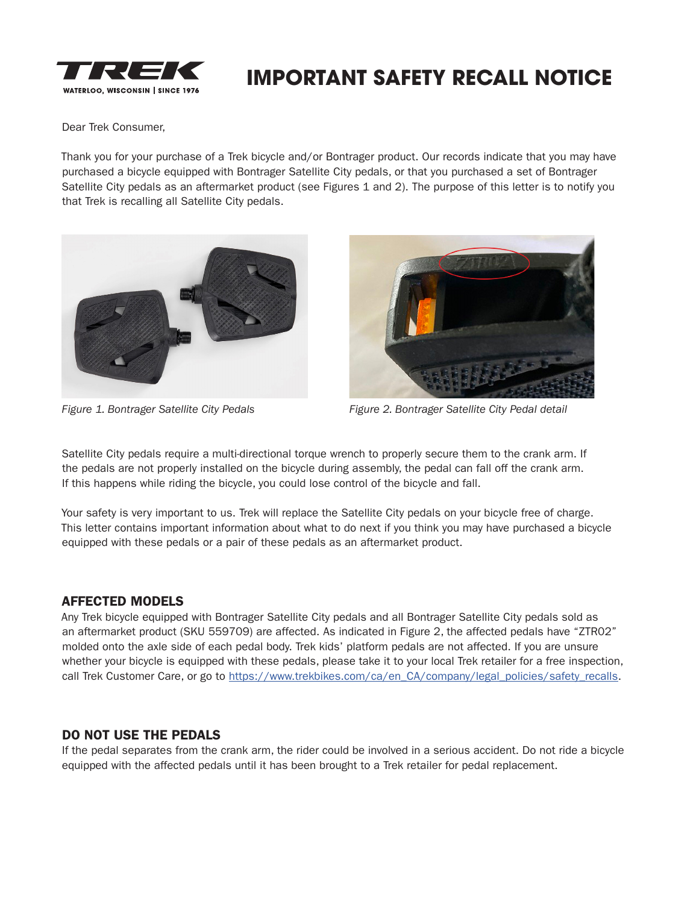TREK

WATERLOO, WISCONSIN | SINCE 1976

# IMPORTANT SAFETY RECALL NOTICE

Dear Trek Consumer,

Thank you for your purchase of a Trek bicycle and/or Bontrager product. Our records indicate that you may have purchased a bicycle equipped with Bontrager Satellite City pedals, or that you purchased a set of Bontrager Satellite City pedals as an aftermarket product (see Figures 1 and 2). The purpose of this letter is to notify you that Trek is recalling all Satellite City pedals.

*Figure 1. Bontrager Satellite City Pedals*

*Figure 2. Bontrager Satellite City Pedal detail*

Satellite City pedals require a multi-directional torque wrench to properly secure them to the crank arm. If the pedals are not properly installed on the bicycle during assembly, the pedal can fall off the crank arm. If this happens while riding the bicycle, you could lose control of the bicycle and fall.

Your safety is very important to us. Trek will replace the Satellite City pedals on your bicycle free of charge. This letter contains important information about what to do next if you think you may have purchased a bicycle equipped with these pedals or a pair of these pedals as an aftermarket product.

## AFFECTED MODELS

Any Trek bicycle equipped with Bontrager Satellite City pedals and all Bontrager Satellite City pedals sold as an aftermarket product (SKU 559709) are affected. As indicated in Figure 2, the affected pedals have "ZTR02" molded onto the axle side of each pedal body. Trek kids' platform pedals are not affected. If you are unsure whether your bicycle is equipped with these pedals, please take it to your local Trek retailer for a free inspection, call Trek Customer Care, or go to https://www.trekbikes.com/ca/en_CA/company/legal_policies/safety_recalls.

## DO NOT USE THE PEDALS

If the pedal separates from the crank arm, the rider could be involved in a serious accident. Do not ride a bicycle equipped with the affected pedals until it has been brought to a Trek retailer for pedal replacement.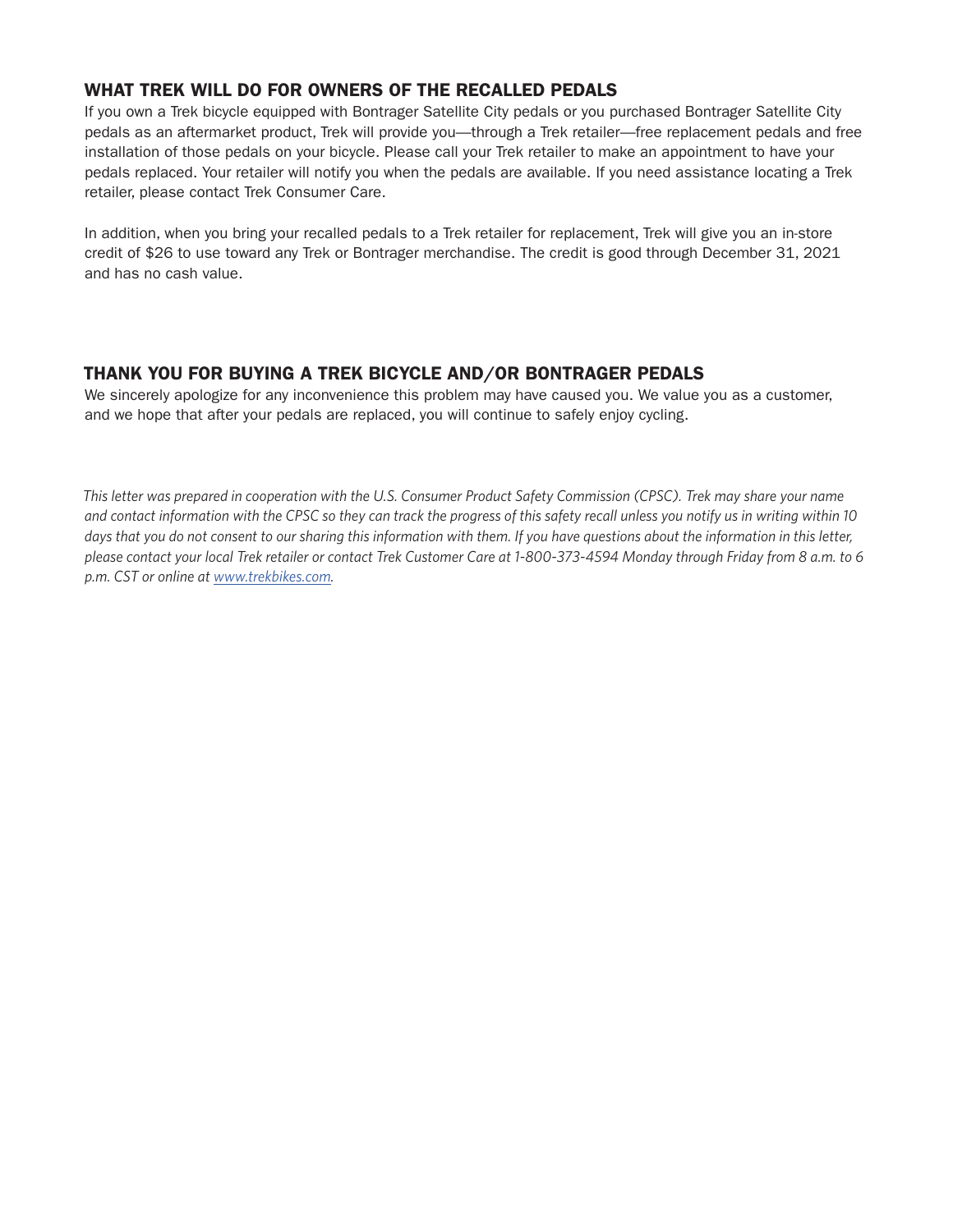## WHAT TREK WILL DO FOR OWNERS OF THE RECALLED PEDALS

If you own a Trek bicycle equipped with Bontrager Satellite City pedals or you purchased Bontrager Satellite City pedals as an aftermarket product, Trek will provide you—through a Trek retailer—free replacement pedals and free installation of those pedals on your bicycle. Please call your Trek retailer to make an appointment to have your pedals replaced. Your retailer will notify you when the pedals are available. If you need assistance locating a Trek retailer, please contact Trek Consumer Care.

In addition, when you bring your recalled pedals to a Trek retailer for replacement, Trek will give you an in-store credit of $26 to use toward any Trek or Bontrager merchandise. The credit is good through December 31, 2021 and has no cash value.

## THANK YOU FOR BUYING A TREK BICYCLE AND/OR BONTRAGER PEDALS

We sincerely apologize for any inconvenience this problem may have caused you. We value you as a customer, and we hope that after your pedals are replaced, you will continue to safely enjoy cycling.

*This letter was prepared in cooperation with the U.S. Consumer Product Safety Commission (CPSC). Trek may share your name and contact information with the CPSC so they can track the progress of this safety recall unless you notify us in writing within 10 days that you do not consent to our sharing this information with them. If you have questions about the information in this letter, please contact your local Trek retailer or contact Trek Customer Care at 1-800-373-4594 Monday through Friday from 8 a.m. to 6 p.m. CST or online at [www.trekbikes.com](http://www.trekbikes.com).*